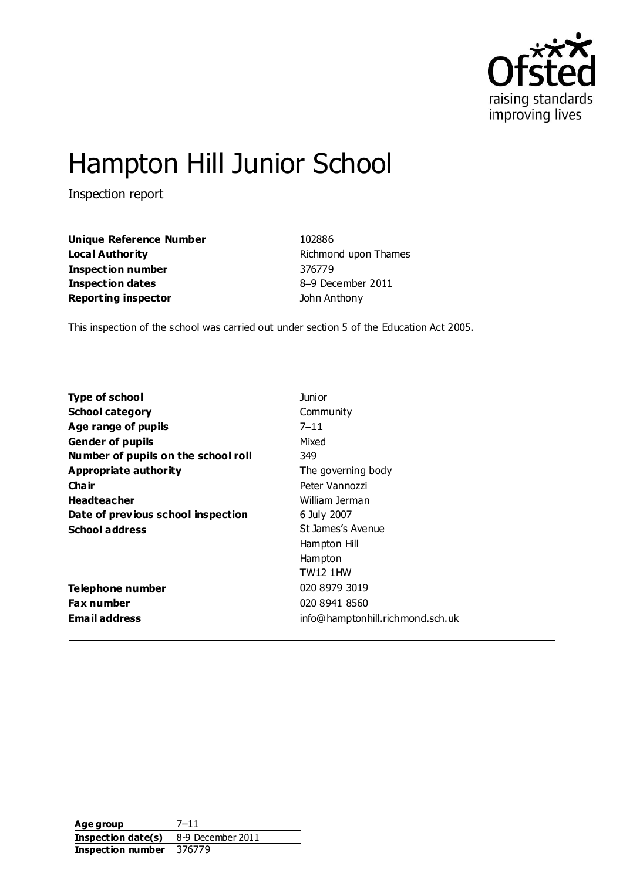Ofsted
raising standards
improving lives

# Hampton Hill Junior School

Inspection report

| | |
|---|---|
| **Unique Reference Number** | 102886 |
| **Local Authority** | Richmond upon Thames |
| **Inspection number** | 376779 |
| **Inspection dates** | 8–9 December 2011 |
| **Reporting inspector** | John Anthony |

This inspection of the school was carried out under section 5 of the Education Act 2005.

| | |
|---|---|
| **Type of school** | Junior |
| **School category** | Community |
| **Age range of pupils** | 7–11 |
| **Gender of pupils** | Mixed |
| **Number of pupils on the school roll** | 349 |
| **Appropriate authority** | The governing body |
| **Chair** | Peter Vannozzi |
| **Headteacher** | William Jerman |
| **Date of previous school inspection** | 6 July 2007 |
| **School address** | St James's Avenue<br>Hampton Hill<br>Hampton<br>TW12 1HW |
| **Telephone number** | 020 8979 3019 |
| **Fax number** | 020 8941 8560 |
| **Email address** | info@hamptonhill.richmond.sch.uk |

| | |
|---|---|
| **Age group** | 7–11 |
| **Inspection date(s)** | 8-9 December 2011 |
| **Inspection number** | 376779 |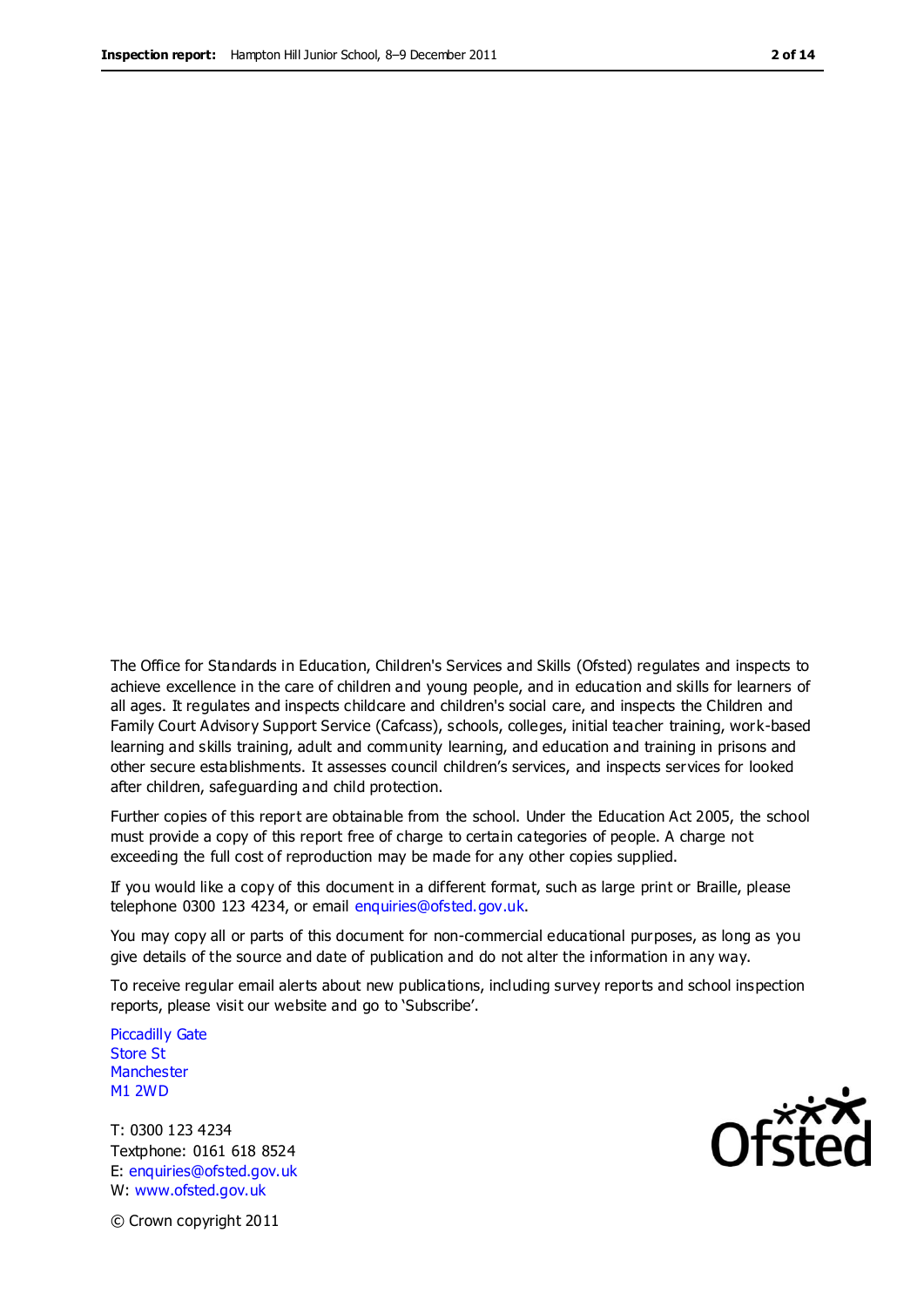The Office for Standards in Education, Children's Services and Skills (Ofsted) regulates and inspects to achieve excellence in the care of children and young people, and in education and skills for learners of all ages. It regulates and inspects childcare and children's social care, and inspects the Children and Family Court Advisory Support Service (Cafcass), schools, colleges, initial teacher training, work-based learning and skills training, adult and community learning, and education and training in prisons and other secure establishments. It assesses council children's services, and inspects services for looked after children, safeguarding and child protection.

Further copies of this report are obtainable from the school. Under the Education Act 2005, the school must provide a copy of this report free of charge to certain categories of people. A charge not exceeding the full cost of reproduction may be made for any other copies supplied.

If you would like a copy of this document in a different format, such as large print or Braille, please telephone 0300 123 4234, or email enquiries@ofsted.gov.uk.

You may copy all or parts of this document for non-commercial educational purposes, as long as you give details of the source and date of publication and do not alter the information in any way.

To receive regular email alerts about new publications, including survey reports and school inspection reports, please visit our website and go to 'Subscribe'.

Piccadilly Gate
Store St
Manchester
M1 2WD

T: 0300 123 4234
Textphone: 0161 618 8524
E: enquiries@ofsted.gov.uk
W: www.ofsted.gov.uk

© Crown copyright 2011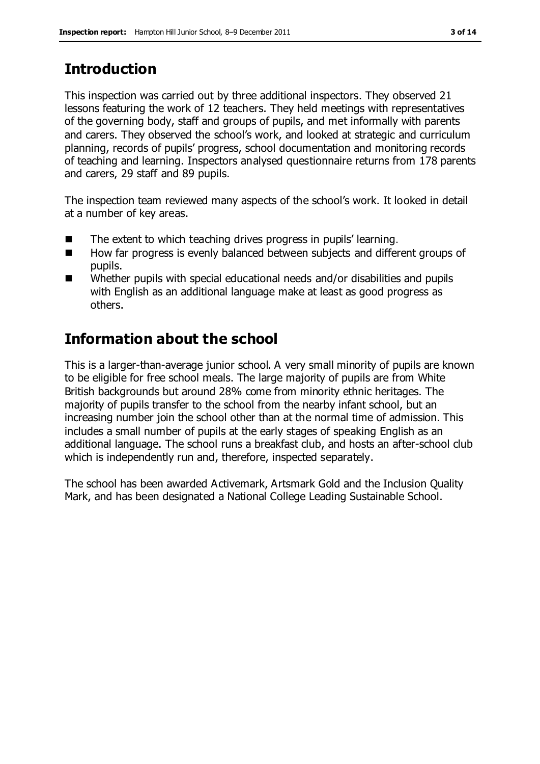## Introduction

This inspection was carried out by three additional inspectors. They observed 21 lessons featuring the work of 12 teachers. They held meetings with representatives of the governing body, staff and groups of pupils, and met informally with parents and carers. They observed the school's work, and looked at strategic and curriculum planning, records of pupils' progress, school documentation and monitoring records of teaching and learning. Inspectors analysed questionnaire returns from 178 parents and carers, 29 staff and 89 pupils.

The inspection team reviewed many aspects of the school's work. It looked in detail at a number of key areas.

- The extent to which teaching drives progress in pupils' learning.
- How far progress is evenly balanced between subjects and different groups of pupils.
- Whether pupils with special educational needs and/or disabilities and pupils with English as an additional language make at least as good progress as others.

## Information about the school

This is a larger-than-average junior school. A very small minority of pupils are known to be eligible for free school meals. The large majority of pupils are from White British backgrounds but around 28% come from minority ethnic heritages. The majority of pupils transfer to the school from the nearby infant school, but an increasing number join the school other than at the normal time of admission. This includes a small number of pupils at the early stages of speaking English as an additional language. The school runs a breakfast club, and hosts an after-school club which is independently run and, therefore, inspected separately.

The school has been awarded Activemark, Artsmark Gold and the Inclusion Quality Mark, and has been designated a National College Leading Sustainable School.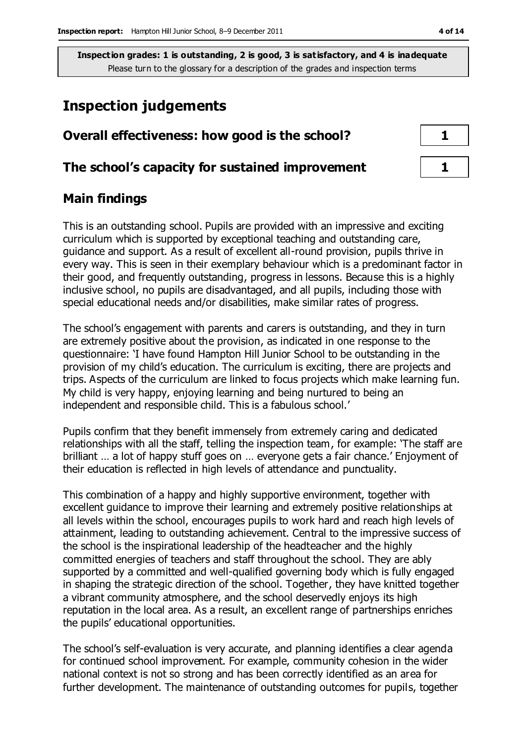**Inspection grades: 1 is outstanding, 2 is good, 3 is satisfactory, and 4 is inadequate**
Please turn to the glossary for a description of the grades and inspection terms

# Inspection judgements

| Overall effectiveness: how good is the school? | 1 |
|---|---|
| **The school's capacity for sustained improvement** | **1** |

## Main findings

This is an outstanding school. Pupils are provided with an impressive and exciting curriculum which is supported by exceptional teaching and outstanding care, guidance and support. As a result of excellent all-round provision, pupils thrive in every way. This is seen in their exemplary behaviour which is a predominant factor in their good, and frequently outstanding, progress in lessons. Because this is a highly inclusive school, no pupils are disadvantaged, and all pupils, including those with special educational needs and/or disabilities, make similar rates of progress.

The school's engagement with parents and carers is outstanding, and they in turn are extremely positive about the provision, as indicated in one response to the questionnaire: 'I have found Hampton Hill Junior School to be outstanding in the provision of my child's education. The curriculum is exciting, there are projects and trips. Aspects of the curriculum are linked to focus projects which make learning fun. My child is very happy, enjoying learning and being nurtured to being an independent and responsible child. This is a fabulous school.'

Pupils confirm that they benefit immensely from extremely caring and dedicated relationships with all the staff, telling the inspection team, for example: 'The staff are brilliant … a lot of happy stuff goes on … everyone gets a fair chance.' Enjoyment of their education is reflected in high levels of attendance and punctuality.

This combination of a happy and highly supportive environment, together with excellent guidance to improve their learning and extremely positive relationships at all levels within the school, encourages pupils to work hard and reach high levels of attainment, leading to outstanding achievement. Central to the impressive success of the school is the inspirational leadership of the headteacher and the highly committed energies of teachers and staff throughout the school. They are ably supported by a committed and well-qualified governing body which is fully engaged in shaping the strategic direction of the school. Together, they have knitted together a vibrant community atmosphere, and the school deservedly enjoys its high reputation in the local area. As a result, an excellent range of partnerships enriches the pupils' educational opportunities.

The school's self-evaluation is very accurate, and planning identifies a clear agenda for continued school improvement. For example, community cohesion in the wider national context is not so strong and has been correctly identified as an area for further development. The maintenance of outstanding outcomes for pupils, together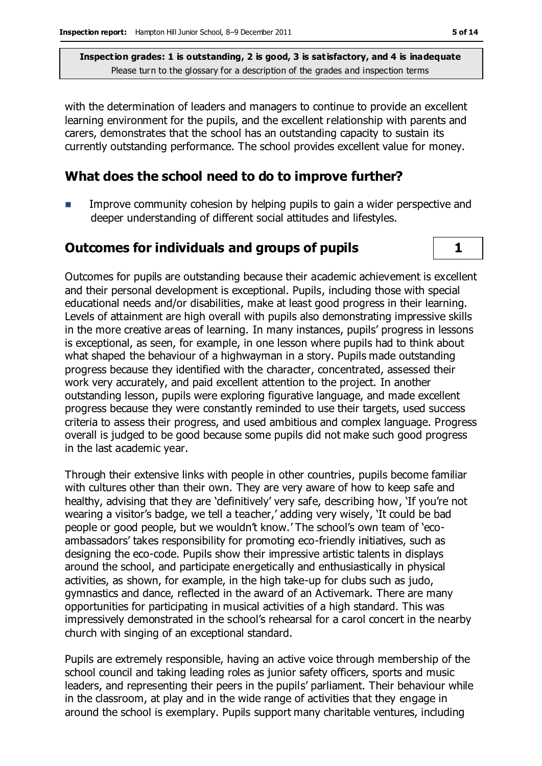**Inspection grades: 1 is outstanding, 2 is good, 3 is satisfactory, and 4 is inadequate**
Please turn to the glossary for a description of the grades and inspection terms

with the determination of leaders and managers to continue to provide an excellent learning environment for the pupils, and the excellent relationship with parents and carers, demonstrates that the school has an outstanding capacity to sustain its currently outstanding performance. The school provides excellent value for money.

## What does the school need to do to improve further?

- Improve community cohesion by helping pupils to gain a wider perspective and deeper understanding of different social attitudes and lifestyles.

## Outcomes for individuals and groups of pupils — 1

Outcomes for pupils are outstanding because their academic achievement is excellent and their personal development is exceptional. Pupils, including those with special educational needs and/or disabilities, make at least good progress in their learning. Levels of attainment are high overall with pupils also demonstrating impressive skills in the more creative areas of learning. In many instances, pupils' progress in lessons is exceptional, as seen, for example, in one lesson where pupils had to think about what shaped the behaviour of a highwayman in a story. Pupils made outstanding progress because they identified with the character, concentrated, assessed their work very accurately, and paid excellent attention to the project. In another outstanding lesson, pupils were exploring figurative language, and made excellent progress because they were constantly reminded to use their targets, used success criteria to assess their progress, and used ambitious and complex language. Progress overall is judged to be good because some pupils did not make such good progress in the last academic year.

Through their extensive links with people in other countries, pupils become familiar with cultures other than their own. They are very aware of how to keep safe and healthy, advising that they are 'definitively' very safe, describing how, 'If you're not wearing a visitor's badge, we tell a teacher,' adding very wisely, 'It could be bad people or good people, but we wouldn't know.' The school's own team of 'eco-ambassadors' takes responsibility for promoting eco-friendly initiatives, such as designing the eco-code. Pupils show their impressive artistic talents in displays around the school, and participate energetically and enthusiastically in physical activities, as shown, for example, in the high take-up for clubs such as judo, gymnastics and dance, reflected in the award of an Activemark. There are many opportunities for participating in musical activities of a high standard. This was impressively demonstrated in the school's rehearsal for a carol concert in the nearby church with singing of an exceptional standard.

Pupils are extremely responsible, having an active voice through membership of the school council and taking leading roles as junior safety officers, sports and music leaders, and representing their peers in the pupils' parliament. Their behaviour while in the classroom, at play and in the wide range of activities that they engage in around the school is exemplary. Pupils support many charitable ventures, including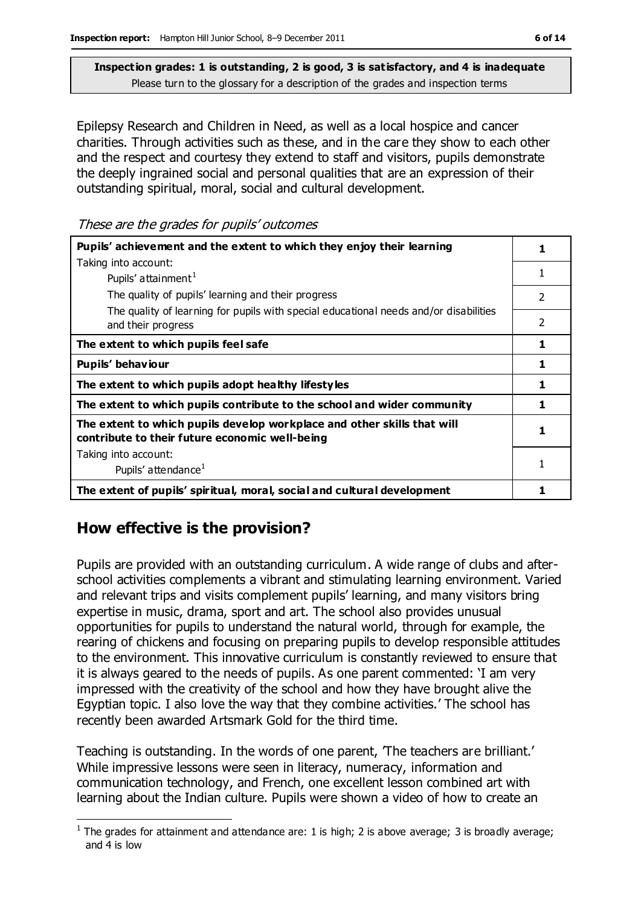**Inspection grades: 1 is outstanding, 2 is good, 3 is satisfactory, and 4 is inadequate**
Please turn to the glossary for a description of the grades and inspection terms

Epilepsy Research and Children in Need, as well as a local hospice and cancer charities. Through activities such as these, and in the care they show to each other and the respect and courtesy they extend to staff and visitors, pupils demonstrate the deeply ingrained social and personal qualities that are an expression of their outstanding spiritual, moral, social and cultural development.

*These are the grades for pupils' outcomes*

| | |
|---|---|
| **Pupils' achievement and the extent to which they enjoy their learning** | **1** |
| Taking into account: Pupils' attainment[1] | 1 |
| The quality of pupils' learning and their progress | 2 |
| The quality of learning for pupils with special educational needs and/or disabilities and their progress | 2 |
| **The extent to which pupils feel safe** | **1** |
| **Pupils' behaviour** | **1** |
| **The extent to which pupils adopt healthy lifestyles** | **1** |
| **The extent to which pupils contribute to the school and wider community** | **1** |
| **The extent to which pupils develop workplace and other skills that will contribute to their future economic well-being** | **1** |
| Taking into account: Pupils' attendance[1] | 1 |
| **The extent of pupils' spiritual, moral, social and cultural development** | **1** |

## How effective is the provision?

Pupils are provided with an outstanding curriculum. A wide range of clubs and after-school activities complements a vibrant and stimulating learning environment. Varied and relevant trips and visits complement pupils' learning, and many visitors bring expertise in music, drama, sport and art. The school also provides unusual opportunities for pupils to understand the natural world, through for example, the rearing of chickens and focusing on preparing pupils to develop responsible attitudes to the environment. This innovative curriculum is constantly reviewed to ensure that it is always geared to the needs of pupils. As one parent commented: 'I am very impressed with the creativity of the school and how they have brought alive the Egyptian topic. I also love the way that they combine activities.' The school has recently been awarded Artsmark Gold for the third time.

Teaching is outstanding. In the words of one parent, 'The teachers are brilliant.' While impressive lessons were seen in literacy, numeracy, information and communication technology, and French, one excellent lesson combined art with learning about the Indian culture. Pupils were shown a video of how to create an

[1] The grades for attainment and attendance are: 1 is high; 2 is above average; 3 is broadly average; and 4 is low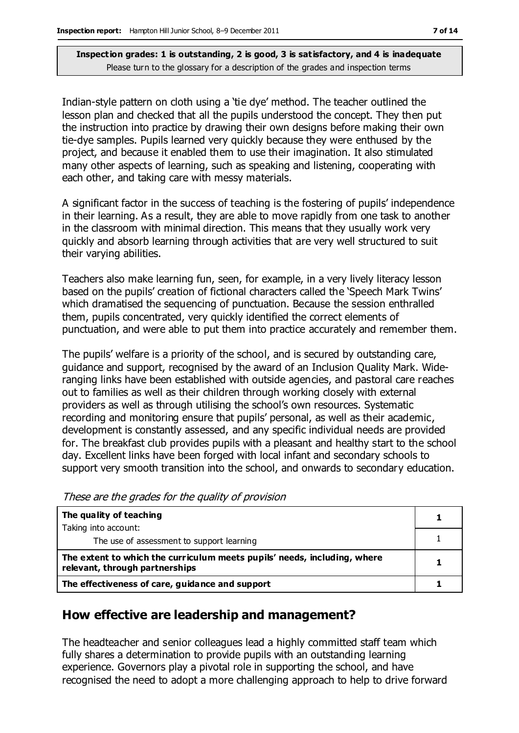**Inspection grades: 1 is outstanding, 2 is good, 3 is satisfactory, and 4 is inadequate**
Please turn to the glossary for a description of the grades and inspection terms

Indian-style pattern on cloth using a 'tie dye' method. The teacher outlined the lesson plan and checked that all the pupils understood the concept. They then put the instruction into practice by drawing their own designs before making their own tie-dye samples. Pupils learned very quickly because they were enthused by the project, and because it enabled them to use their imagination. It also stimulated many other aspects of learning, such as speaking and listening, cooperating with each other, and taking care with messy materials.

A significant factor in the success of teaching is the fostering of pupils' independence in their learning. As a result, they are able to move rapidly from one task to another in the classroom with minimal direction. This means that they usually work very quickly and absorb learning through activities that are very well structured to suit their varying abilities.

Teachers also make learning fun, seen, for example, in a very lively literacy lesson based on the pupils' creation of fictional characters called the 'Speech Mark Twins' which dramatised the sequencing of punctuation. Because the session enthralled them, pupils concentrated, very quickly identified the correct elements of punctuation, and were able to put them into practice accurately and remember them.

The pupils' welfare is a priority of the school, and is secured by outstanding care, guidance and support, recognised by the award of an Inclusion Quality Mark. Wide-ranging links have been established with outside agencies, and pastoral care reaches out to families as well as their children through working closely with external providers as well as through utilising the school's own resources. Systematic recording and monitoring ensure that pupils' personal, as well as their academic, development is constantly assessed, and any specific individual needs are provided for. The breakfast club provides pupils with a pleasant and healthy start to the school day. Excellent links have been forged with local infant and secondary schools to support very smooth transition into the school, and onwards to secondary education.

*These are the grades for the quality of provision*

| | |
|---|---|
| **The quality of teaching** <br> Taking into account: | **1** |
| The use of assessment to support learning | 1 |
| **The extent to which the curriculum meets pupils' needs, including, where relevant, through partnerships** | **1** |
| **The effectiveness of care, guidance and support** | **1** |

## How effective are leadership and management?

The headteacher and senior colleagues lead a highly committed staff team which fully shares a determination to provide pupils with an outstanding learning experience. Governors play a pivotal role in supporting the school, and have recognised the need to adopt a more challenging approach to help to drive forward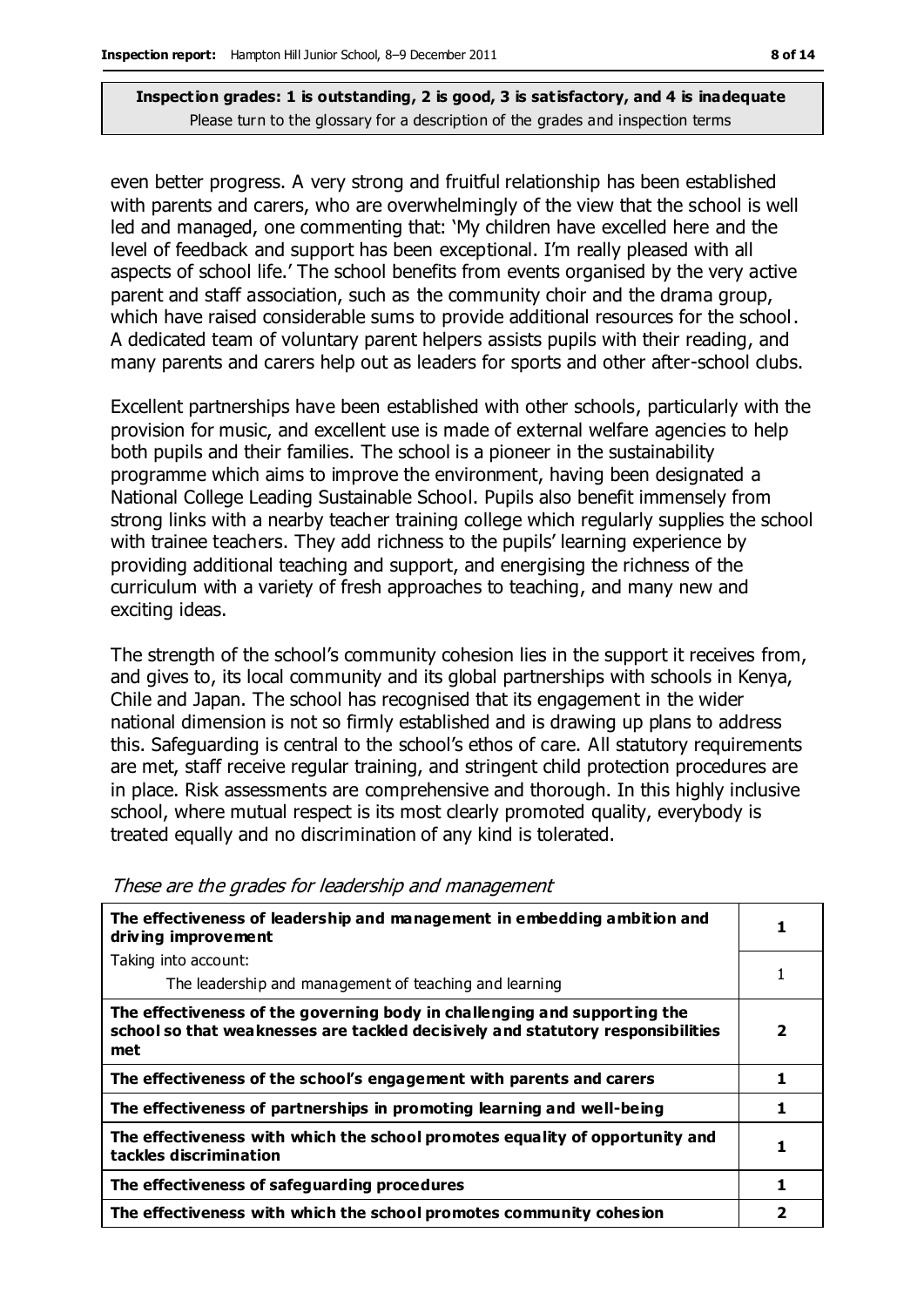**Inspection grades: 1 is outstanding, 2 is good, 3 is satisfactory, and 4 is inadequate**
Please turn to the glossary for a description of the grades and inspection terms

even better progress. A very strong and fruitful relationship has been established with parents and carers, who are overwhelmingly of the view that the school is well led and managed, one commenting that: 'My children have excelled here and the level of feedback and support has been exceptional. I'm really pleased with all aspects of school life.' The school benefits from events organised by the very active parent and staff association, such as the community choir and the drama group, which have raised considerable sums to provide additional resources for the school. A dedicated team of voluntary parent helpers assists pupils with their reading, and many parents and carers help out as leaders for sports and other after-school clubs.

Excellent partnerships have been established with other schools, particularly with the provision for music, and excellent use is made of external welfare agencies to help both pupils and their families. The school is a pioneer in the sustainability programme which aims to improve the environment, having been designated a National College Leading Sustainable School. Pupils also benefit immensely from strong links with a nearby teacher training college which regularly supplies the school with trainee teachers. They add richness to the pupils' learning experience by providing additional teaching and support, and energising the richness of the curriculum with a variety of fresh approaches to teaching, and many new and exciting ideas.

The strength of the school's community cohesion lies in the support it receives from, and gives to, its local community and its global partnerships with schools in Kenya, Chile and Japan. The school has recognised that its engagement in the wider national dimension is not so firmly established and is drawing up plans to address this. Safeguarding is central to the school's ethos of care. All statutory requirements are met, staff receive regular training, and stringent child protection procedures are in place. Risk assessments are comprehensive and thorough. In this highly inclusive school, where mutual respect is its most clearly promoted quality, everybody is treated equally and no discrimination of any kind is tolerated.

*These are the grades for leadership and management*

| | |
|---|---|
| **The effectiveness of leadership and management in embedding ambition and driving improvement** | **1** |
| Taking into account:<br>The leadership and management of teaching and learning | 1 |
| **The effectiveness of the governing body in challenging and supporting the school so that weaknesses are tackled decisively and statutory responsibilities met** | **2** |
| **The effectiveness of the school's engagement with parents and carers** | **1** |
| **The effectiveness of partnerships in promoting learning and well-being** | **1** |
| **The effectiveness with which the school promotes equality of opportunity and tackles discrimination** | **1** |
| **The effectiveness of safeguarding procedures** | **1** |
| **The effectiveness with which the school promotes community cohesion** | **2** |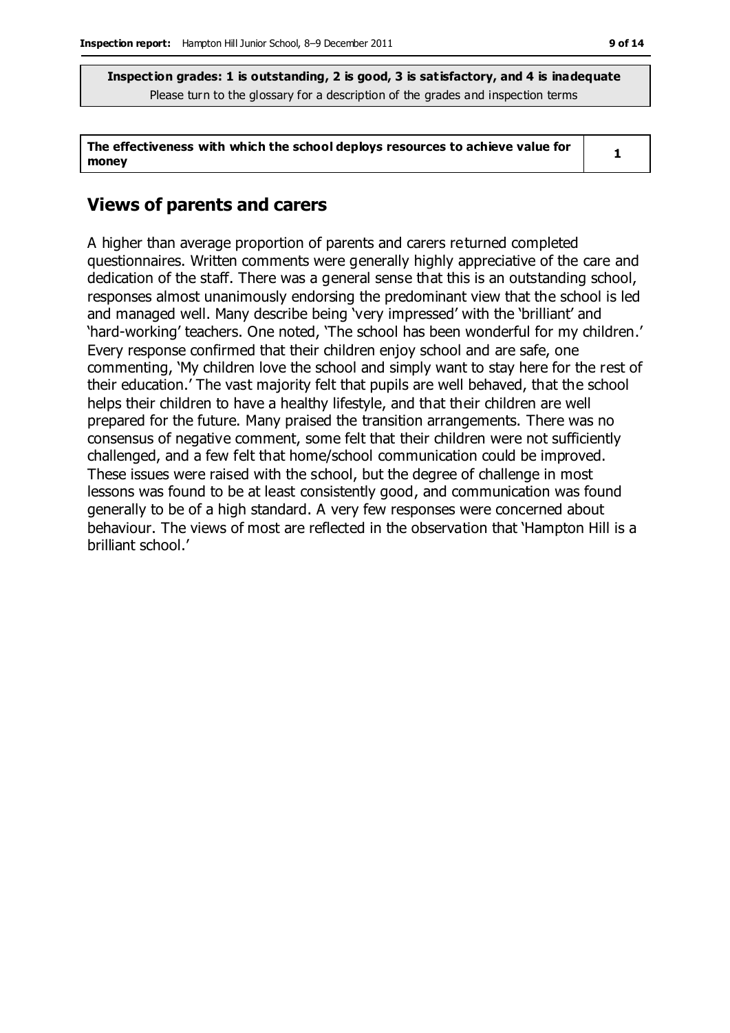**Inspection grades: 1 is outstanding, 2 is good, 3 is satisfactory, and 4 is inadequate**
Please turn to the glossary for a description of the grades and inspection terms

| The effectiveness with which the school deploys resources to achieve value for money | 1 |
|---|---|

## Views of parents and carers

A higher than average proportion of parents and carers returned completed questionnaires. Written comments were generally highly appreciative of the care and dedication of the staff. There was a general sense that this is an outstanding school, responses almost unanimously endorsing the predominant view that the school is led and managed well. Many describe being 'very impressed' with the 'brilliant' and 'hard-working' teachers. One noted, 'The school has been wonderful for my children.' Every response confirmed that their children enjoy school and are safe, one commenting, 'My children love the school and simply want to stay here for the rest of their education.' The vast majority felt that pupils are well behaved, that the school helps their children to have a healthy lifestyle, and that their children are well prepared for the future. Many praised the transition arrangements. There was no consensus of negative comment, some felt that their children were not sufficiently challenged, and a few felt that home/school communication could be improved. These issues were raised with the school, but the degree of challenge in most lessons was found to be at least consistently good, and communication was found generally to be of a high standard. A very few responses were concerned about behaviour. The views of most are reflected in the observation that 'Hampton Hill is a brilliant school.'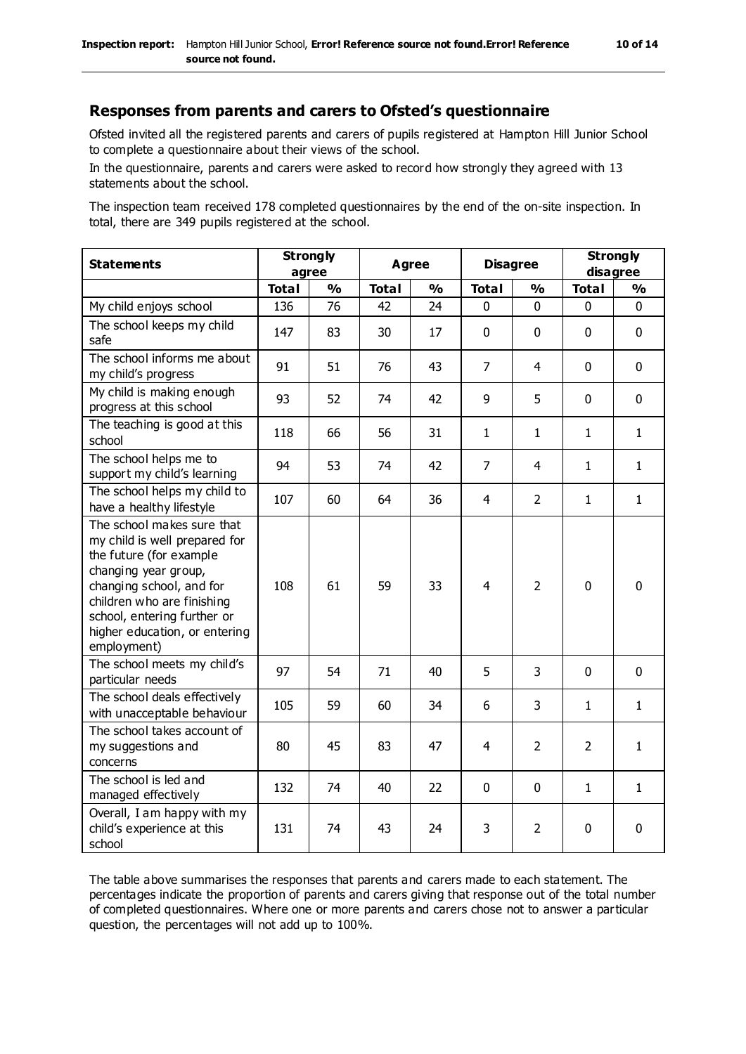## Responses from parents and carers to Ofsted's questionnaire

Ofsted invited all the registered parents and carers of pupils registered at Hampton Hill Junior School to complete a questionnaire about their views of the school.

In the questionnaire, parents and carers were asked to record how strongly they agreed with 13 statements about the school.

The inspection team received 178 completed questionnaires by the end of the on-site inspection. In total, there are 349 pupils registered at the school.

| Statements | Strongly agree | | Agree | | Disagree | | Strongly disagree | |
|---|---|---|---|---|---|---|---|---|
| | Total | % | Total | % | Total | % | Total | % |
| My child enjoys school | 136 | 76 | 42 | 24 | 0 | 0 | 0 | 0 |
| The school keeps my child safe | 147 | 83 | 30 | 17 | 0 | 0 | 0 | 0 |
| The school informs me about my child's progress | 91 | 51 | 76 | 43 | 7 | 4 | 0 | 0 |
| My child is making enough progress at this school | 93 | 52 | 74 | 42 | 9 | 5 | 0 | 0 |
| The teaching is good at this school | 118 | 66 | 56 | 31 | 1 | 1 | 1 | 1 |
| The school helps me to support my child's learning | 94 | 53 | 74 | 42 | 7 | 4 | 1 | 1 |
| The school helps my child to have a healthy lifestyle | 107 | 60 | 64 | 36 | 4 | 2 | 1 | 1 |
| The school makes sure that my child is well prepared for the future (for example changing year group, changing school, and for children who are finishing school, entering further or higher education, or entering employment) | 108 | 61 | 59 | 33 | 4 | 2 | 0 | 0 |
| The school meets my child's particular needs | 97 | 54 | 71 | 40 | 5 | 3 | 0 | 0 |
| The school deals effectively with unacceptable behaviour | 105 | 59 | 60 | 34 | 6 | 3 | 1 | 1 |
| The school takes account of my suggestions and concerns | 80 | 45 | 83 | 47 | 4 | 2 | 2 | 1 |
| The school is led and managed effectively | 132 | 74 | 40 | 22 | 0 | 0 | 1 | 1 |
| Overall, I am happy with my child's experience at this school | 131 | 74 | 43 | 24 | 3 | 2 | 0 | 0 |

The table above summarises the responses that parents and carers made to each statement. The percentages indicate the proportion of parents and carers giving that response out of the total number of completed questionnaires. Where one or more parents and carers chose not to answer a particular question, the percentages will not add up to 100%.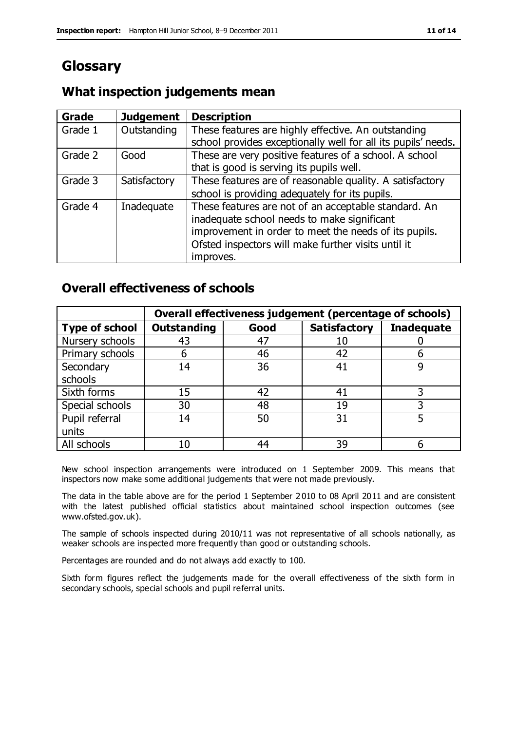# Glossary

## What inspection judgements mean

| Grade | Judgement | Description |
|---|---|---|
| Grade 1 | Outstanding | These features are highly effective. An outstanding school provides exceptionally well for all its pupils' needs. |
| Grade 2 | Good | These are very positive features of a school. A school that is good is serving its pupils well. |
| Grade 3 | Satisfactory | These features are of reasonable quality. A satisfactory school is providing adequately for its pupils. |
| Grade 4 | Inadequate | These features are not of an acceptable standard. An inadequate school needs to make significant improvement in order to meet the needs of its pupils. Ofsted inspectors will make further visits until it improves. |

## Overall effectiveness of schools

| | Overall effectiveness judgement (percentage of schools) | | | |
|---|---|---|---|---|
| **Type of school** | **Outstanding** | **Good** | **Satisfactory** | **Inadequate** |
| Nursery schools | 43 | 47 | 10 | 0 |
| Primary schools | 6 | 46 | 42 | 6 |
| Secondary schools | 14 | 36 | 41 | 9 |
| Sixth forms | 15 | 42 | 41 | 3 |
| Special schools | 30 | 48 | 19 | 3 |
| Pupil referral units | 14 | 50 | 31 | 5 |
| All schools | 10 | 44 | 39 | 6 |

New school inspection arrangements were introduced on 1 September 2009. This means that inspectors now make some additional judgements that were not made previously.

The data in the table above are for the period 1 September 2010 to 08 April 2011 and are consistent with the latest published official statistics about maintained school inspection outcomes (see www.ofsted.gov.uk).

The sample of schools inspected during 2010/11 was not representative of all schools nationally, as weaker schools are inspected more frequently than good or outstanding schools.

Percentages are rounded and do not always add exactly to 100.

Sixth form figures reflect the judgements made for the overall effectiveness of the sixth form in secondary schools, special schools and pupil referral units.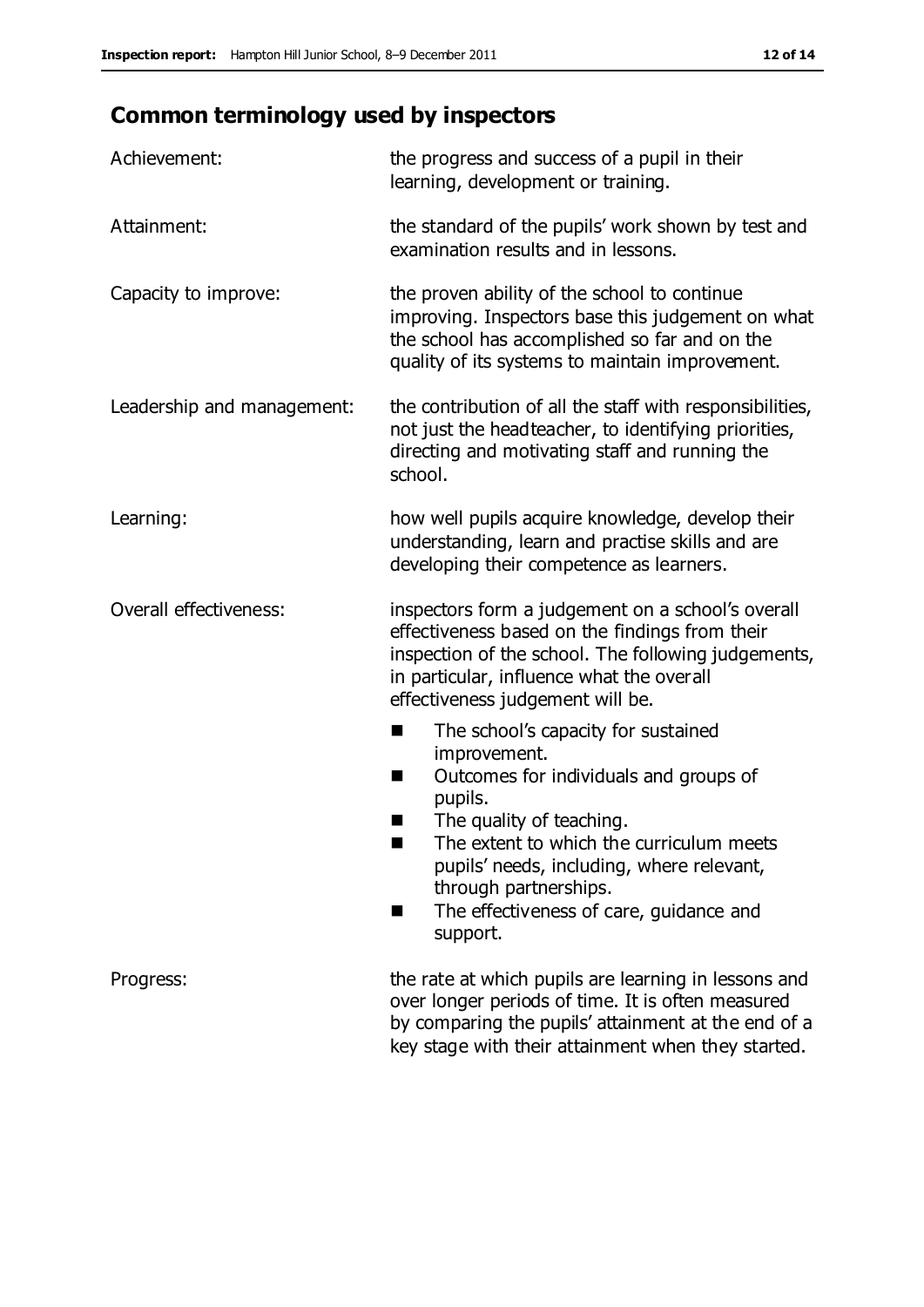## Common terminology used by inspectors

| | |
|---|---|
| Achievement: | the progress and success of a pupil in their learning, development or training. |
| Attainment: | the standard of the pupils' work shown by test and examination results and in lessons. |
| Capacity to improve: | the proven ability of the school to continue improving. Inspectors base this judgement on what the school has accomplished so far and on the quality of its systems to maintain improvement. |
| Leadership and management: | the contribution of all the staff with responsibilities, not just the headteacher, to identifying priorities, directing and motivating staff and running the school. |
| Learning: | how well pupils acquire knowledge, develop their understanding, learn and practise skills and are developing their competence as learners. |
| Overall effectiveness: | inspectors form a judgement on a school's overall effectiveness based on the findings from their inspection of the school. The following judgements, in particular, influence what the overall effectiveness judgement will be. <br> ■ The school's capacity for sustained improvement. <br> ■ Outcomes for individuals and groups of pupils. <br> ■ The quality of teaching. <br> ■ The extent to which the curriculum meets pupils' needs, including, where relevant, through partnerships. <br> ■ The effectiveness of care, guidance and support. |
| Progress: | the rate at which pupils are learning in lessons and over longer periods of time. It is often measured by comparing the pupils' attainment at the end of a key stage with their attainment when they started. |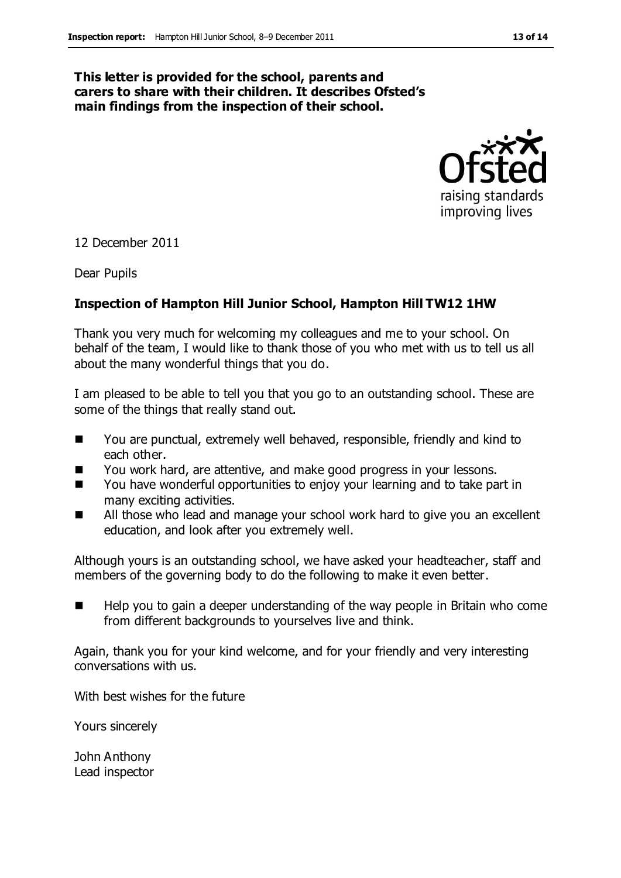**This letter is provided for the school, parents and carers to share with their children. It describes Ofsted's main findings from the inspection of their school.**

12 December 2011

Dear Pupils

**Inspection of Hampton Hill Junior School, Hampton Hill TW12 1HW**

Thank you very much for welcoming my colleagues and me to your school. On behalf of the team, I would like to thank those of you who met with us to tell us all about the many wonderful things that you do.

I am pleased to be able to tell you that you go to an outstanding school. These are some of the things that really stand out.

- You are punctual, extremely well behaved, responsible, friendly and kind to each other.
- You work hard, are attentive, and make good progress in your lessons.
- You have wonderful opportunities to enjoy your learning and to take part in many exciting activities.
- All those who lead and manage your school work hard to give you an excellent education, and look after you extremely well.

Although yours is an outstanding school, we have asked your headteacher, staff and members of the governing body to do the following to make it even better.

- Help you to gain a deeper understanding of the way people in Britain who come from different backgrounds to yourselves live and think.

Again, thank you for your kind welcome, and for your friendly and very interesting conversations with us.

With best wishes for the future

Yours sincerely

John Anthony
Lead inspector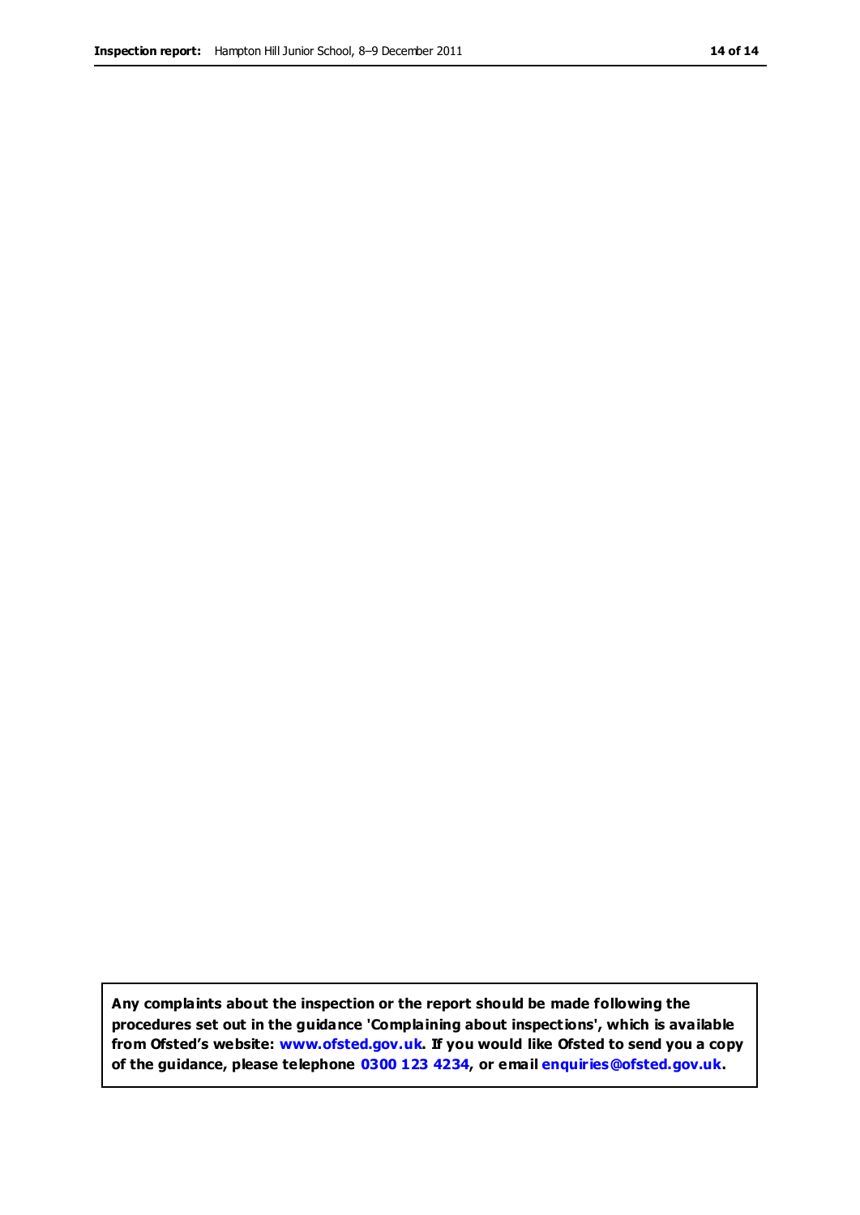**Any complaints about the inspection or the report should be made following the procedures set out in the guidance 'Complaining about inspections', which is available from Ofsted's website: www.ofsted.gov.uk. If you would like Ofsted to send you a copy of the guidance, please telephone 0300 123 4234, or email enquiries@ofsted.gov.uk.**